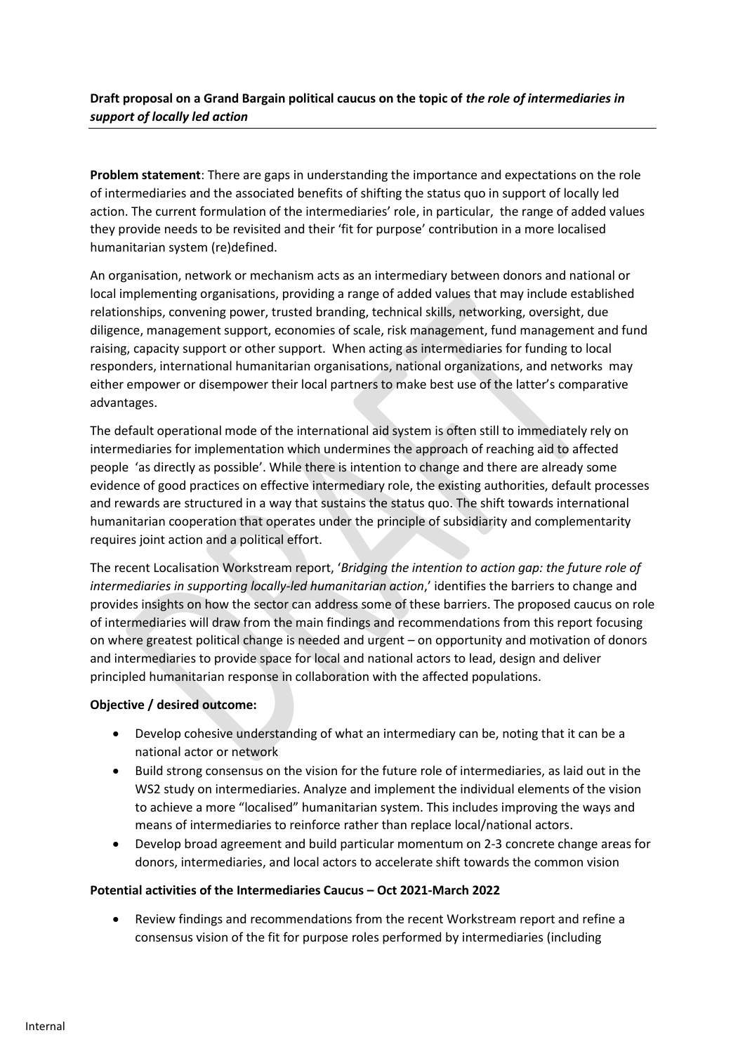**Draft proposal on a Grand Bargain political caucus on the topic of *the role of intermediaries in support of locally led action***

**Problem statement**: There are gaps in understanding the importance and expectations on the role of intermediaries and the associated benefits of shifting the status quo in support of locally led action. The current formulation of the intermediaries' role, in particular, the range of added values they provide needs to be revisited and their 'fit for purpose' contribution in a more localised humanitarian system (re)defined.

An organisation, network or mechanism acts as an intermediary between donors and national or local implementing organisations, providing a range of added values that may include established relationships, convening power, trusted branding, technical skills, networking, oversight, due diligence, management support, economies of scale, risk management, fund management and fund raising, capacity support or other support. When acting as intermediaries for funding to local responders, international humanitarian organisations, national organizations, and networks may either empower or disempower their local partners to make best use of the latter's comparative advantages.

The default operational mode of the international aid system is often still to immediately rely on intermediaries for implementation which undermines the approach of reaching aid to affected people 'as directly as possible'. While there is intention to change and there are already some evidence of good practices on effective intermediary role, the existing authorities, default processes and rewards are structured in a way that sustains the status quo. The shift towards international humanitarian cooperation that operates under the principle of subsidiarity and complementarity requires joint action and a political effort.

The recent Localisation Workstream report, '*Bridging the intention to action gap: the future role of intermediaries in supporting locally-led humanitarian action*,' identifies the barriers to change and provides insights on how the sector can address some of these barriers. The proposed caucus on role of intermediaries will draw from the main findings and recommendations from this report focusing on where greatest political change is needed and urgent – on opportunity and motivation of donors and intermediaries to provide space for local and national actors to lead, design and deliver principled humanitarian response in collaboration with the affected populations.

**Objective / desired outcome:**

- Develop cohesive understanding of what an intermediary can be, noting that it can be a national actor or network
- Build strong consensus on the vision for the future role of intermediaries, as laid out in the WS2 study on intermediaries. Analyze and implement the individual elements of the vision to achieve a more "localised" humanitarian system. This includes improving the ways and means of intermediaries to reinforce rather than replace local/national actors.
- Develop broad agreement and build particular momentum on 2-3 concrete change areas for donors, intermediaries, and local actors to accelerate shift towards the common vision

**Potential activities of the Intermediaries Caucus – Oct 2021-March 2022**

- Review findings and recommendations from the recent Workstream report and refine a consensus vision of the fit for purpose roles performed by intermediaries (including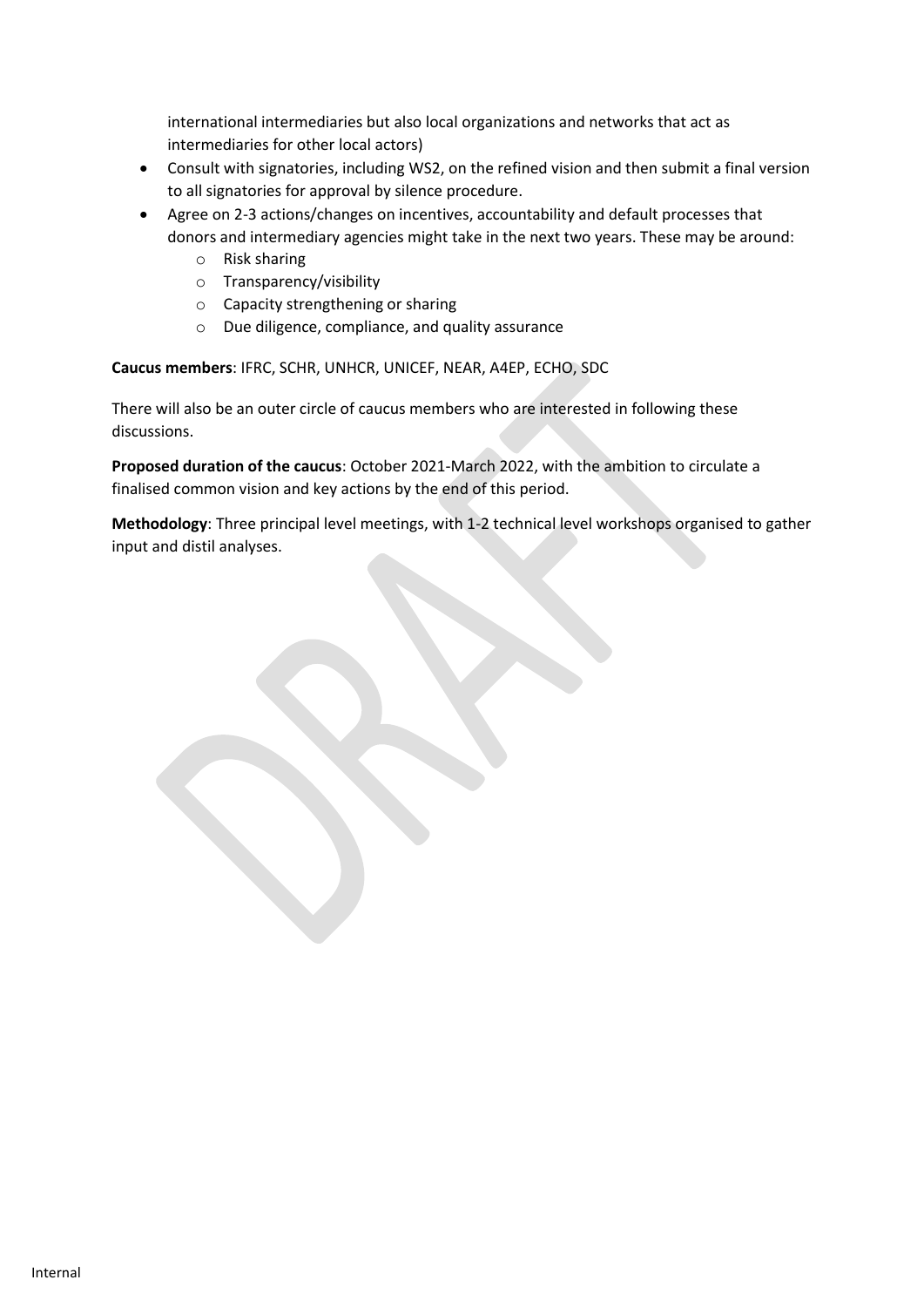international intermediaries but also local organizations and networks that act as intermediaries for other local actors)

- Consult with signatories, including WS2, on the refined vision and then submit a final version to all signatories for approval by silence procedure.
- Agree on 2-3 actions/changes on incentives, accountability and default processes that donors and intermediary agencies might take in the next two years. These may be around:
  - Risk sharing
  - Transparency/visibility
  - Capacity strengthening or sharing
  - Due diligence, compliance, and quality assurance

**Caucus members**: IFRC, SCHR, UNHCR, UNICEF, NEAR, A4EP, ECHO, SDC

There will also be an outer circle of caucus members who are interested in following these discussions.

**Proposed duration of the caucus**: October 2021-March 2022, with the ambition to circulate a finalised common vision and key actions by the end of this period.

**Methodology**: Three principal level meetings, with 1-2 technical level workshops organised to gather input and distil analyses.